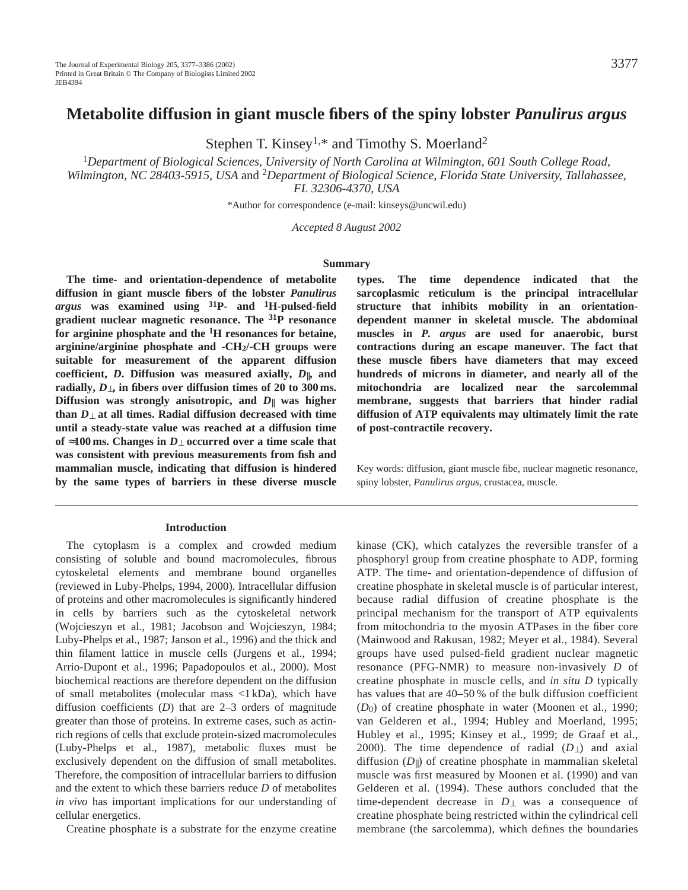# Metabolite diffusion in giant muscle fibers of the spiny lobster *Panulirus argus*

Stephen T. Kinsey[1,*] and Timothy S. Moerland[2]

[1]*Department of Biological Sciences, University of North Carolina at Wilmington, 601 South College Road, Wilmington, NC 28403-5915, USA* and [2]*Department of Biological Science, Florida State University, Tallahassee, FL 32306-4370, USA*

*Author for correspondence (e-mail: kinseys@uncwil.edu)

*Accepted 8 August 2002*

## Summary

**The time- and orientation-dependence of metabolite diffusion in giant muscle fibers of the lobster *Panulirus argus* was examined using $^{31}$P- and $^{1}$H-pulsed-field gradient nuclear magnetic resonance. The $^{31}$P resonance for arginine phosphate and the $^{1}$H resonances for betaine, arginine/arginine phosphate and -$CH_2$/-CH groups were suitable for measurement of the apparent diffusion coefficient, *D*. Diffusion was measured axially, $D_{\parallel}$, and radially, $D_{\perp}$, in fibers over diffusion times of 20 to 300 ms. Diffusion was strongly anisotropic, and $D_{\parallel}$ was higher than $D_{\perp}$ at all times. Radial diffusion decreased with time until a steady-state value was reached at a diffusion time of ≈100 ms. Changes in $D_{\perp}$ occurred over a time scale that was consistent with previous measurements from fish and mammalian muscle, indicating that diffusion is hindered by the same types of barriers in these diverse muscle types. The time dependence indicated that the sarcoplasmic reticulum is the principal intracellular structure that inhibits mobility in an orientation-dependent manner in skeletal muscle. The abdominal muscles in *P. argus* are used for anaerobic, burst contractions during an escape maneuver. The fact that these muscle fibers have diameters that may exceed hundreds of microns in diameter, and nearly all of the mitochondria are localized near the sarcolemmal membrane, suggests that barriers that hinder radial diffusion of ATP equivalents may ultimately limit the rate of post-contractile recovery.**

Key words: diffusion, giant muscle fibe, nuclear magnetic resonance, spiny lobster, *Panulirus argus*, crustacea, muscle.

## Introduction

The cytoplasm is a complex and crowded medium consisting of soluble and bound macromolecules, fibrous cytoskeletal elements and membrane bound organelles (reviewed in Luby-Phelps, 1994, 2000). Intracellular diffusion of proteins and other macromolecules is significantly hindered in cells by barriers such as the cytoskeletal network (Wojcieszyn et al., 1981; Jacobson and Wojcieszyn, 1984; Luby-Phelps et al., 1987; Janson et al., 1996) and the thick and thin filament lattice in muscle cells (Jurgens et al., 1994; Arrio-Dupont et al., 1996; Papadopoulos et al., 2000). Most biochemical reactions are therefore dependent on the diffusion of small metabolites (molecular mass <1 kDa), which have diffusion coefficients (*D*) that are 2–3 orders of magnitude greater than those of proteins. In extreme cases, such as actin-rich regions of cells that exclude protein-sized macromolecules (Luby-Phelps et al., 1987), metabolic fluxes must be exclusively dependent on the diffusion of small metabolites. Therefore, the composition of intracellular barriers to diffusion and the extent to which these barriers reduce *D* of metabolites *in vivo* has important implications for our understanding of cellular energetics.

Creatine phosphate is a substrate for the enzyme creatine kinase (CK), which catalyzes the reversible transfer of a phosphoryl group from creatine phosphate to ADP, forming ATP. The time- and orientation-dependence of diffusion of creatine phosphate in skeletal muscle is of particular interest, because radial diffusion of creatine phosphate is the principal mechanism for the transport of ATP equivalents from mitochondria to the myosin ATPases in the fiber core (Mainwood and Rakusan, 1982; Meyer et al., 1984). Several groups have used pulsed-field gradient nuclear magnetic resonance (PFG-NMR) to measure non-invasively *D* of creatine phosphate in muscle cells, and *in situ D* typically has values that are 40–50 % of the bulk diffusion coefficient ($D_0$) of creatine phosphate in water (Moonen et al., 1990; van Gelderen et al., 1994; Hubley and Moerland, 1995; Hubley et al., 1995; Kinsey et al., 1999; de Graaf et al., 2000). The time dependence of radial ($D_{\perp}$) and axial diffusion ($D_{\parallel}$) of creatine phosphate in mammalian skeletal muscle was first measured by Moonen et al. (1990) and van Gelderen et al. (1994). These authors concluded that the time-dependent decrease in $D_{\perp}$ was a consequence of creatine phosphate being restricted within the cylindrical cell membrane (the sarcolemma), which defines the boundaries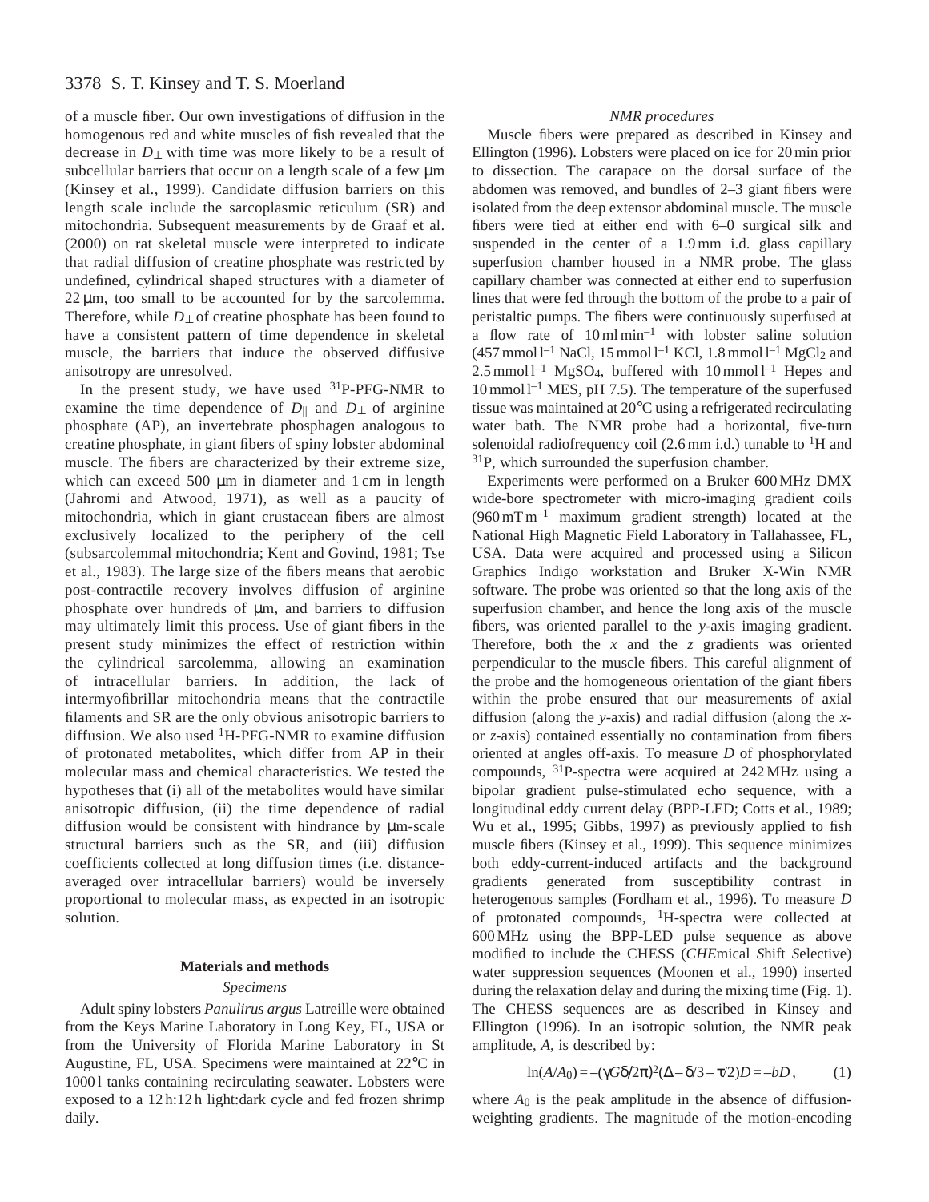of a muscle fiber. Our own investigations of diffusion in the homogenous red and white muscles of fish revealed that the decrease in $D_{\perp}$ with time was more likely to be a result of subcellular barriers that occur on a length scale of a few μm (Kinsey et al., 1999). Candidate diffusion barriers on this length scale include the sarcoplasmic reticulum (SR) and mitochondria. Subsequent measurements by de Graaf et al. (2000) on rat skeletal muscle were interpreted to indicate that radial diffusion of creatine phosphate was restricted by undefined, cylindrical shaped structures with a diameter of 22 μm, too small to be accounted for by the sarcolemma. Therefore, while $D_{\perp}$ of creatine phosphate has been found to have a consistent pattern of time dependence in skeletal muscle, the barriers that induce the observed diffusive anisotropy are unresolved.

In the present study, we have used $^{31}$P-PFG-NMR to examine the time dependence of $D_{\parallel}$ and $D_{\perp}$ of arginine phosphate (AP), an invertebrate phosphagen analogous to creatine phosphate, in giant fibers of spiny lobster abdominal muscle. The fibers are characterized by their extreme size, which can exceed 500 μm in diameter and 1 cm in length (Jahromi and Atwood, 1971), as well as a paucity of mitochondria, which in giant crustacean fibers are almost exclusively localized to the periphery of the cell (subsarcolemmal mitochondria; Kent and Govind, 1981; Tse et al., 1983). The large size of the fibers means that aerobic post-contractile recovery involves diffusion of arginine phosphate over hundreds of μm, and barriers to diffusion may ultimately limit this process. Use of giant fibers in the present study minimizes the effect of restriction within the cylindrical sarcolemma, allowing an examination of intracellular barriers. In addition, the lack of intermyofibrillar mitochondria means that the contractile filaments and SR are the only obvious anisotropic barriers to diffusion. We also used $^{1}$H-PFG-NMR to examine diffusion of protonated metabolites, which differ from AP in their molecular mass and chemical characteristics. We tested the hypotheses that (i) all of the metabolites would have similar anisotropic diffusion, (ii) the time dependence of radial diffusion would be consistent with hindrance by μm-scale structural barriers such as the SR, and (iii) diffusion coefficients collected at long diffusion times (i.e. distance-averaged over intracellular barriers) would be inversely proportional to molecular mass, as expected in an isotropic solution.

## Materials and methods

### *Specimens*

Adult spiny lobsters *Panulirus argus* Latreille were obtained from the Keys Marine Laboratory in Long Key, FL, USA or from the University of Florida Marine Laboratory in St Augustine, FL, USA. Specimens were maintained at 22°C in 1000 l tanks containing recirculating seawater. Lobsters were exposed to a 12 h:12 h light:dark cycle and fed frozen shrimp daily.

### *NMR procedures*

Muscle fibers were prepared as described in Kinsey and Ellington (1996). Lobsters were placed on ice for 20 min prior to dissection. The carapace on the dorsal surface of the abdomen was removed, and bundles of 2–3 giant fibers were isolated from the deep extensor abdominal muscle. The muscle fibers were tied at either end with 6–0 surgical silk and suspended in the center of a 1.9 mm i.d. glass capillary superfusion chamber housed in a NMR probe. The glass capillary chamber was connected at either end to superfusion lines that were fed through the bottom of the probe to a pair of peristaltic pumps. The fibers were continuously superfused at a flow rate of 10 ml min$^{-1}$ with lobster saline solution (457 mmol l$^{-1}$ NaCl, 15 mmol l$^{-1}$ KCl, 1.8 mmol l$^{-1}$ $MgCl_2$ and 2.5 mmol l$^{-1}$ $MgSO_4$, buffered with 10 mmol l$^{-1}$ Hepes and 10 mmol l$^{-1}$ MES, pH 7.5). The temperature of the superfused tissue was maintained at 20°C using a refrigerated recirculating water bath. The NMR probe had a horizontal, five-turn solenoidal radiofrequency coil (2.6 mm i.d.) tunable to $^{1}$H and $^{31}$P, which surrounded the superfusion chamber.

Experiments were performed on a Bruker 600 MHz DMX wide-bore spectrometer with micro-imaging gradient coils (960 mT m$^{-1}$ maximum gradient strength) located at the National High Magnetic Field Laboratory in Tallahassee, FL, USA. Data were acquired and processed using a Silicon Graphics Indigo workstation and Bruker X-Win NMR software. The probe was oriented so that the long axis of the superfusion chamber, and hence the long axis of the muscle fibers, was oriented parallel to the *y*-axis imaging gradient. Therefore, both the *x* and the *z* gradients was oriented perpendicular to the muscle fibers. This careful alignment of the probe and the homogeneous orientation of the giant fibers within the probe ensured that our measurements of axial diffusion (along the *y*-axis) and radial diffusion (along the *x*- or *z*-axis) contained essentially no contamination from fibers oriented at angles off-axis. To measure *D* of phosphorylated compounds, $^{31}$P-spectra were acquired at 242 MHz using a bipolar gradient pulse-stimulated echo sequence, with a longitudinal eddy current delay (BPP-LED; Cotts et al., 1989; Wu et al., 1995; Gibbs, 1997) as previously applied to fish muscle fibers (Kinsey et al., 1999). This sequence minimizes both eddy-current-induced artifacts and the background gradients generated from susceptibility contrast in heterogenous samples (Fordham et al., 1996). To measure *D* of protonated compounds, $^{1}$H-spectra were collected at 600 MHz using the BPP-LED pulse sequence as above modified to include the CHESS (*CHE*mical *S*hift *S*elective) water suppression sequences (Moonen et al., 1990) inserted during the relaxation delay and during the mixing time (Fig. 1). The CHESS sequences are as described in Kinsey and Ellington (1996). In an isotropic solution, the NMR peak amplitude, *A*, is described by:

$$\ln(A/A_0) = -(\gamma G\delta/2\pi)^2(\Delta - \delta/3 - \tau/2)D = -bD\,, \qquad (1)$$

where $A_0$ is the peak amplitude in the absence of diffusion-weighting gradients. The magnitude of the motion-encoding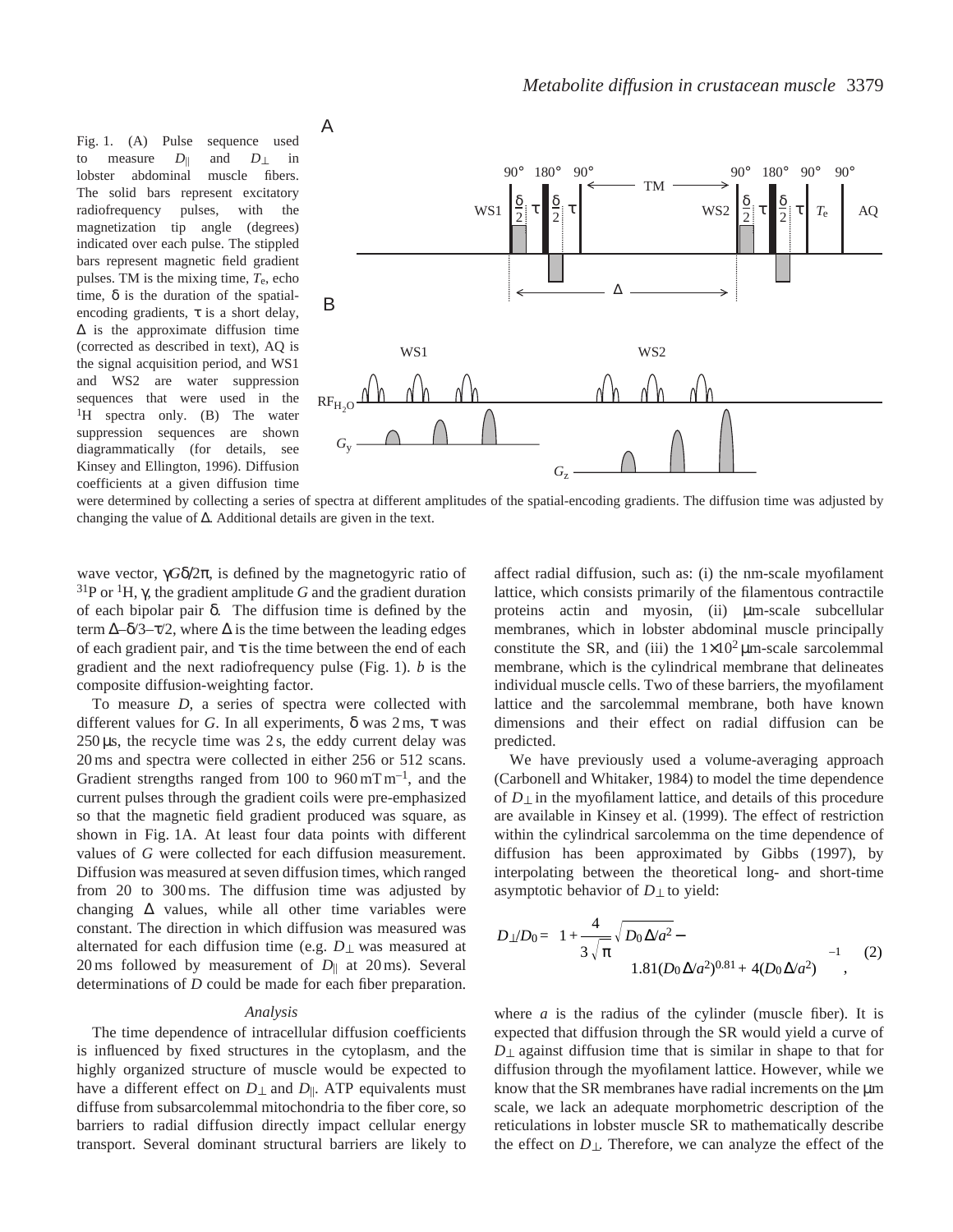Fig. 1. (A) Pulse sequence used to measure $D_{\|}$ and $D_{\perp}$ in lobster abdominal muscle fibers. The solid bars represent excitatory radiofrequency pulses, with the magnetization tip angle (degrees) indicated over each pulse. The stippled bars represent magnetic field gradient pulses. TM is the mixing time, $T_e$, echo time, $\delta$ is the duration of the spatial-encoding gradients, $\tau$ is a short delay, $\Delta$ is the approximate diffusion time (corrected as described in text), AQ is the signal acquisition period, and WS1 and WS2 are water suppression sequences that were used in the $^1$H spectra only. (B) The water suppression sequences are shown diagrammatically (for details, see Kinsey and Ellington, 1996). Diffusion coefficients at a given diffusion time were determined by collecting a series of spectra at different amplitudes of the spatial-encoding gradients. The diffusion time was adjusted by changing the value of $\Delta$. Additional details are given in the text.

wave vector, $\gamma G\delta/2\pi$, is defined by the magnetogyric ratio of $^{31}$P or $^1$H, $\gamma$, the gradient amplitude $G$ and the gradient duration of each bipolar pair $\delta$. The diffusion time is defined by the term $\Delta$–$\delta/3$–$\tau/2$, where $\Delta$ is the time between the leading edges of each gradient pair, and $\tau$ is the time between the end of each gradient and the next radiofrequency pulse (Fig. 1). $b$ is the composite diffusion-weighting factor.

To measure $D$, a series of spectra were collected with different values for $G$. In all experiments, $\delta$ was 2 ms, $\tau$ was 250 μs, the recycle time was 2 s, the eddy current delay was 20 ms and spectra were collected in either 256 or 512 scans. Gradient strengths ranged from 100 to 960 mT m$^{-1}$, and the current pulses through the gradient coils were pre-emphasized so that the magnetic field gradient produced was square, as shown in Fig. 1A. At least four data points with different values of $G$ were collected for each diffusion measurement. Diffusion was measured at seven diffusion times, which ranged from 20 to 300 ms. The diffusion time was adjusted by changing $\Delta$ values, while all other time variables were constant. The direction in which diffusion was measured was alternated for each diffusion time (e.g. $D_{\perp}$ was measured at 20 ms followed by measurement of $D_{\|}$ at 20 ms). Several determinations of $D$ could be made for each fiber preparation.

### *Analysis*

The time dependence of intracellular diffusion coefficients is influenced by fixed structures in the cytoplasm, and the highly organized structure of muscle would be expected to have a different effect on $D_{\perp}$ and $D_{\|}$. ATP equivalents must diffuse from subsarcolemmal mitochondria to the fiber core, so barriers to radial diffusion directly impact cellular energy transport. Several dominant structural barriers are likely to affect radial diffusion, such as: (i) the nm-scale myofilament lattice, which consists primarily of the filamentous contractile proteins actin and myosin, (ii) μm-scale subcellular membranes, which in lobster abdominal muscle principally constitute the SR, and (iii) the $1\times10^2$ μm-scale sarcolemmal membrane, which is the cylindrical membrane that delineates individual muscle cells. Two of these barriers, the myofilament lattice and the sarcolemmal membrane, both have known dimensions and their effect on radial diffusion can be predicted.

We have previously used a volume-averaging approach (Carbonell and Whitaker, 1984) to model the time dependence of $D_{\perp}$ in the myofilament lattice, and details of this procedure are available in Kinsey et al. (1999). The effect of restriction within the cylindrical sarcolemma on the time dependence of diffusion has been approximated by Gibbs (1997), by interpolating between the theoretical long- and short-time asymptotic behavior of $D_{\perp}$ to yield:

$$D_{\perp}/D_0 = \left[1 + \frac{4}{3\sqrt{\pi}}\sqrt{D_0\Delta/a^2} - 1.81(D_0\Delta/a^2)^{0.81} + 4(D_0\Delta/a^2)\right]^{-1}, \quad (2)$$

where $a$ is the radius of the cylinder (muscle fiber). It is expected that diffusion through the SR would yield a curve of $D_{\perp}$ against diffusion time that is similar in shape to that for diffusion through the myofilament lattice. However, while we know that the SR membranes have radial increments on the μm scale, we lack an adequate morphometric description of the reticulations in lobster muscle SR to mathematically describe the effect on $D_{\perp}$. Therefore, we can analyze the effect of the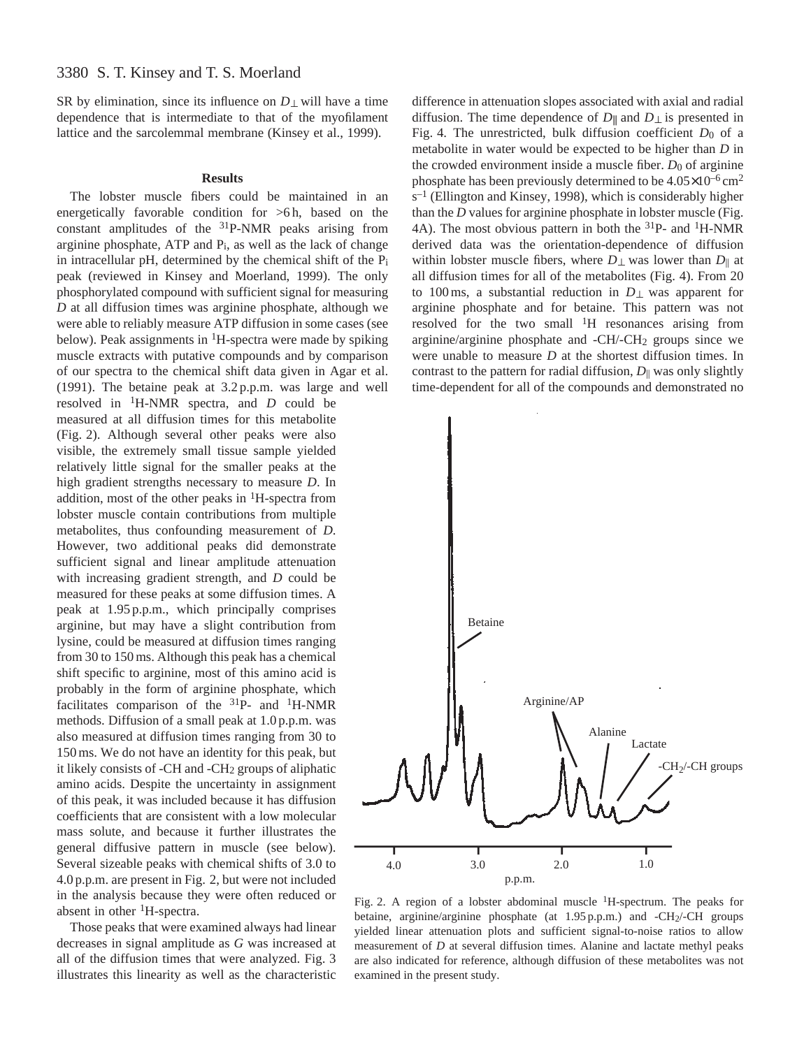SR by elimination, since its influence on $D_\perp$ will have a time dependence that is intermediate to that of the myofilament lattice and the sarcolemmal membrane (Kinsey et al., 1999).

## Results

The lobster muscle fibers could be maintained in an energetically favorable condition for >6 h, based on the constant amplitudes of the $^{31}$P-NMR peaks arising from arginine phosphate, ATP and $P_i$, as well as the lack of change in intracellular pH, determined by the chemical shift of the $P_i$ peak (reviewed in Kinsey and Moerland, 1999). The only phosphorylated compound with sufficient signal for measuring $D$ at all diffusion times was arginine phosphate, although we were able to reliably measure ATP diffusion in some cases (see below). Peak assignments in $^1$H-spectra were made by spiking muscle extracts with putative compounds and by comparison of our spectra to the chemical shift data given in Agar et al. (1991). The betaine peak at 3.2 p.p.m. was large and well resolved in $^1$H-NMR spectra, and $D$ could be measured at all diffusion times for this metabolite (Fig. 2). Although several other peaks were also visible, the extremely small tissue sample yielded relatively little signal for the smaller peaks at the high gradient strengths necessary to measure $D$. In addition, most of the other peaks in $^1$H-spectra from lobster muscle contain contributions from multiple metabolites, thus confounding measurement of $D$. However, two additional peaks did demonstrate sufficient signal and linear amplitude attenuation with increasing gradient strength, and $D$ could be measured for these peaks at some diffusion times. A peak at 1.95 p.p.m., which principally comprises arginine, but may have a slight contribution from lysine, could be measured at diffusion times ranging from 30 to 150 ms. Although this peak has a chemical shift specific to arginine, most of this amino acid is probably in the form of arginine phosphate, which facilitates comparison of the $^{31}$P- and $^1$H-NMR methods. Diffusion of a small peak at 1.0 p.p.m. was also measured at diffusion times ranging from 30 to 150 ms. We do not have an identity for this peak, but it likely consists of -CH and -$CH_2$ groups of aliphatic amino acids. Despite the uncertainty in assignment of this peak, it was included because it has diffusion coefficients that are consistent with a low molecular mass solute, and because it further illustrates the general diffusive pattern in muscle (see below). Several sizeable peaks with chemical shifts of 3.0 to 4.0 p.p.m. are present in Fig. 2, but were not included in the analysis because they were often reduced or absent in other $^1$H-spectra.

Those peaks that were examined always had linear decreases in signal amplitude as $G$ was increased at all of the diffusion times that were analyzed. Fig. 3 illustrates this linearity as well as the characteristic difference in attenuation slopes associated with axial and radial diffusion. The time dependence of $D_\parallel$ and $D_\perp$ is presented in Fig. 4. The unrestricted, bulk diffusion coefficient $D_0$ of a metabolite in water would be expected to be higher than $D$ in the crowded environment inside a muscle fiber. $D_0$ of arginine phosphate has been previously determined to be $4.05\times10^{-6}$ cm$^2$ s$^{-1}$ (Ellington and Kinsey, 1998), which is considerably higher than the $D$ values for arginine phosphate in lobster muscle (Fig. 4A). The most obvious pattern in both the $^{31}$P- and $^1$H-NMR derived data was the orientation-dependence of diffusion within lobster muscle fibers, where $D_\perp$ was lower than $D_\parallel$ at all diffusion times for all of the metabolites (Fig. 4). From 20 to 100 ms, a substantial reduction in $D_\perp$ was apparent for arginine phosphate and for betaine. This pattern was not resolved for the two small $^1$H resonances arising from arginine/arginine phosphate and -CH/-$CH_2$ groups since we were unable to measure $D$ at the shortest diffusion times. In contrast to the pattern for radial diffusion, $D_\parallel$ was only slightly time-dependent for all of the compounds and demonstrated no

Fig. 2. A region of a lobster abdominal muscle $^1$H-spectrum. The peaks for betaine, arginine/arginine phosphate (at 1.95 p.p.m.) and -$CH_2$/-CH groups yielded linear attenuation plots and sufficient signal-to-noise ratios to allow measurement of $D$ at several diffusion times. Alanine and lactate methyl peaks are also indicated for reference, although diffusion of these metabolites was not examined in the present study.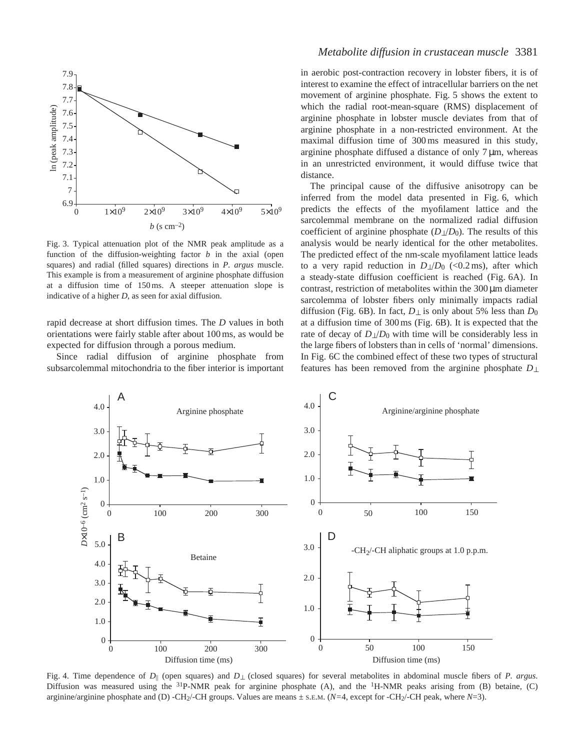Fig. 3. Typical attenuation plot of the NMR peak amplitude as a function of the diffusion-weighting factor $b$ in the axial (open squares) and radial (filled squares) directions in *P. argus* muscle. This example is from a measurement of arginine phosphate diffusion at a diffusion time of 150 ms. A steeper attenuation slope is indicative of a higher $D$, as seen for axial diffusion.

rapid decrease at short diffusion times. The $D$ values in both orientations were fairly stable after about 100 ms, as would be expected for diffusion through a porous medium.

Since radial diffusion of arginine phosphate from subsarcolemmal mitochondria to the fiber interior is important in aerobic post-contraction recovery in lobster fibers, it is of interest to examine the effect of intracellular barriers on the net movement of arginine phosphate. Fig. 5 shows the extent to which the radial root-mean-square (RMS) displacement of arginine phosphate in lobster muscle deviates from that of arginine phosphate in a non-restricted environment. At the maximal diffusion time of 300 ms measured in this study, arginine phosphate diffused a distance of only 7 μm, whereas in an unrestricted environment, it would diffuse twice that distance.

The principal cause of the diffusive anisotropy can be inferred from the model data presented in Fig. 6, which predicts the effects of the myofilament lattice and the sarcolemmal membrane on the normalized radial diffusion coefficient of arginine phosphate ($D_{\perp}/D_0$). The results of this analysis would be nearly identical for the other metabolites. The predicted effect of the nm-scale myofilament lattice leads to a very rapid reduction in $D_{\perp}/D_0$ (<0.2 ms), after which a steady-state diffusion coefficient is reached (Fig. 6A). In contrast, restriction of metabolites within the 300 μm diameter sarcolemma of lobster fibers only minimally impacts radial diffusion (Fig. 6B). In fact, $D_{\perp}$ is only about 5% less than $D_0$ at a diffusion time of 300 ms (Fig. 6B). It is expected that the rate of decay of $D_{\perp}/D_0$ with time will be considerably less in the large fibers of lobsters than in cells of 'normal' dimensions. In Fig. 6C the combined effect of these two types of structural features has been removed from the arginine phosphate $D_{\perp}$

Fig. 4. Time dependence of $D_{\parallel}$ (open squares) and $D_{\perp}$ (closed squares) for several metabolites in abdominal muscle fibers of *P. argus*. Diffusion was measured using the $^{31}$P-NMR peak for arginine phosphate (A), and the $^{1}$H-NMR peaks arising from (B) betaine, (C) arginine/arginine phosphate and (D) -$CH_2$/-CH groups. Values are means ± S.E.M. ($N$=4, except for -$CH_2$/-CH peak, where $N$=3).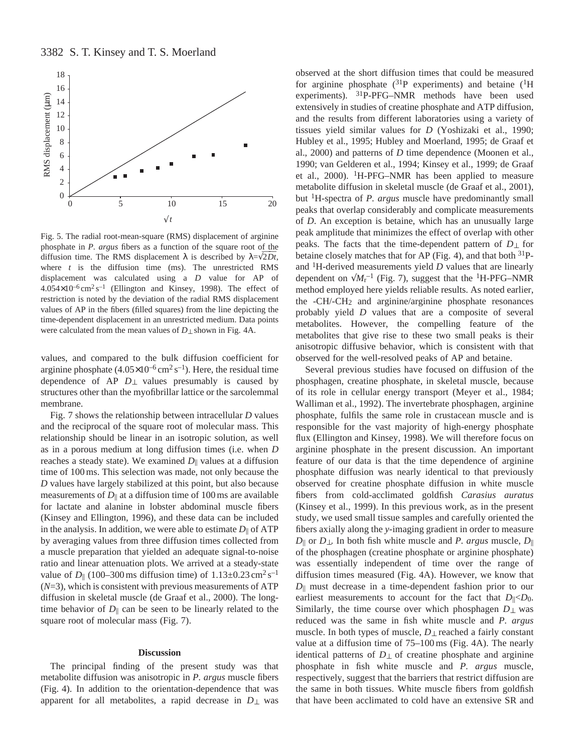Fig. 5. The radial root-mean-square (RMS) displacement of arginine phosphate in *P. argus* fibers as a function of the square root of the diffusion time. The RMS displacement λ is described by $\lambda=\sqrt{2Dt}$, where $t$ is the diffusion time (ms). The unrestricted RMS displacement was calculated using a $D$ value for AP of $4.054\times10^{-6}\,cm^2\,s^{-1}$ (Ellington and Kinsey, 1998). The effect of restriction is noted by the deviation of the radial RMS displacement values of AP in the fibers (filled squares) from the line depicting the time-dependent displacement in an unrestricted medium. Data points were calculated from the mean values of $D_{\perp}$ shown in Fig. 4A.

values, and compared to the bulk diffusion coefficient for arginine phosphate ($4.05\times10^{-6}\,cm^2\,s^{-1}$). Here, the residual time dependence of AP $D_{\perp}$ values presumably is caused by structures other than the myofibrillar lattice or the sarcolemmal membrane.

Fig. 7 shows the relationship between intracellular $D$ values and the reciprocal of the square root of molecular mass. This relationship should be linear in an isotropic solution, as well as in a porous medium at long diffusion times (i.e. when $D$ reaches a steady state). We examined $D_{\parallel}$ values at a diffusion time of 100 ms. This selection was made, not only because the $D$ values have largely stabilized at this point, but also because measurements of $D_{\parallel}$ at a diffusion time of 100 ms are available for lactate and alanine in lobster abdominal muscle fibers (Kinsey and Ellington, 1996), and these data can be included in the analysis. In addition, we were able to estimate $D_{\parallel}$ of ATP by averaging values from three diffusion times collected from a muscle preparation that yielded an adequate signal-to-noise ratio and linear attenuation plots. We arrived at a steady-state value of $D_{\parallel}$ (100–300 ms diffusion time) of $1.13\pm0.23\,cm^2\,s^{-1}$ ($N$=3), which is consistent with previous measurements of ATP diffusion in skeletal muscle (de Graaf et al., 2000). The long-time behavior of $D_{\parallel}$ can be seen to be linearly related to the square root of molecular mass (Fig. 7).

## Discussion

The principal finding of the present study was that metabolite diffusion was anisotropic in *P. argus* muscle fibers (Fig. 4). In addition to the orientation-dependence that was apparent for all metabolites, a rapid decrease in $D_{\perp}$ was observed at the short diffusion times that could be measured for arginine phosphate ($^{31}$P experiments) and betaine ($^{1}$H experiments). $^{31}$P-PFG–NMR methods have been used extensively in studies of creatine phosphate and ATP diffusion, and the results from different laboratories using a variety of tissues yield similar values for $D$ (Yoshizaki et al., 1990; Hubley et al., 1995; Hubley and Moerland, 1995; de Graaf et al., 2000) and patterns of $D$ time dependence (Moonen et al., 1990; van Gelderen et al., 1994; Kinsey et al., 1999; de Graaf et al., 2000). $^{1}$H-PFG–NMR has been applied to measure metabolite diffusion in skeletal muscle (de Graaf et al., 2001), but $^{1}$H-spectra of *P. argus* muscle have predominantly small peaks that overlap considerably and complicate measurements of $D$. An exception is betaine, which has an unusually large peak amplitude that minimizes the effect of overlap with other peaks. The facts that the time-dependent pattern of $D_{\perp}$ for betaine closely matches that for AP (Fig. 4), and that both $^{31}$P- and $^{1}$H-derived measurements yield $D$ values that are linearly dependent on $\sqrt{M_r}^{-1}$ (Fig. 7), suggest that the $^{1}$H-PFG–NMR method employed here yields reliable results. As noted earlier, the -CH/-$CH_2$ and arginine/arginine phosphate resonances probably yield $D$ values that are a composite of several metabolites. However, the compelling feature of the metabolites that give rise to these two small peaks is their anisotropic diffusive behavior, which is consistent with that observed for the well-resolved peaks of AP and betaine.

Several previous studies have focused on diffusion of the phosphagen, creatine phosphate, in skeletal muscle, because of its role in cellular energy transport (Meyer et al., 1984; Walliman et al., 1992). The invertebrate phosphagen, arginine phosphate, fulfils the same role in crustacean muscle and is responsible for the vast majority of high-energy phosphate flux (Ellington and Kinsey, 1998). We will therefore focus on arginine phosphate in the present discussion. An important feature of our data is that the time dependence of arginine phosphate diffusion was nearly identical to that previously observed for creatine phosphate diffusion in white muscle fibers from cold-acclimated goldfish *Carasius auratus* (Kinsey et al., 1999). In this previous work, as in the present study, we used small tissue samples and carefully oriented the fibers axially along the *y*-imaging gradient in order to measure $D_{\parallel}$ or $D_{\perp}$. In both fish white muscle and *P. argus* muscle, $D_{\parallel}$ of the phosphagen (creatine phosphate or arginine phosphate) was essentially independent of time over the range of diffusion times measured (Fig. 4A). However, we know that $D_{\parallel}$ must decrease in a time-dependent fashion prior to our earliest measurements to account for the fact that $D_{\parallel}<D_0$. Similarly, the time course over which phosphagen $D_{\perp}$ was reduced was the same in fish white muscle and *P. argus* muscle. In both types of muscle, $D_{\perp}$ reached a fairly constant value at a diffusion time of 75–100 ms (Fig. 4A). The nearly identical patterns of $D_{\perp}$ of creatine phosphate and arginine phosphate in fish white muscle and *P. argus* muscle, respectively, suggest that the barriers that restrict diffusion are the same in both tissues. White muscle fibers from goldfish that have been acclimated to cold have an extensive SR and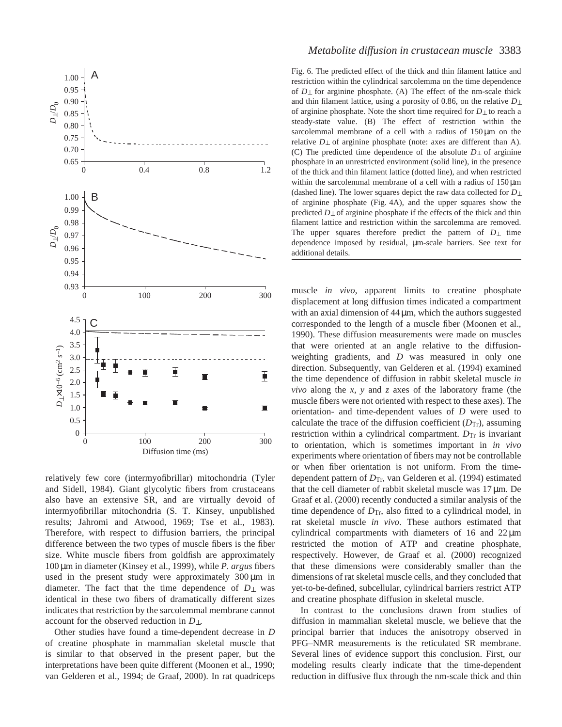Fig. 6. The predicted effect of the thick and thin filament lattice and restriction within the cylindrical sarcolemma on the time dependence of $D_{\perp}$ for arginine phosphate. (A) The effect of the nm-scale thick and thin filament lattice, using a porosity of 0.86, on the relative $D_{\perp}$ of arginine phosphate. Note the short time required for $D_{\perp}$ to reach a steady-state value. (B) The effect of restriction within the sarcolemmal membrane of a cell with a radius of 150 μm on the relative $D_{\perp}$ of arginine phosphate (note: axes are different than A). (C) The predicted time dependence of the absolute $D_{\perp}$ of arginine phosphate in an unrestricted environment (solid line), in the presence of the thick and thin filament lattice (dotted line), and when restricted within the sarcolemmal membrane of a cell with a radius of 150 μm (dashed line). The lower squares depict the raw data collected for $D_{\perp}$ of arginine phosphate (Fig. 4A), and the upper squares show the predicted $D_{\perp}$ of arginine phosphate if the effects of the thick and thin filament lattice and restriction within the sarcolemma are removed. The upper squares therefore predict the pattern of $D_{\perp}$ time dependence imposed by residual, μm-scale barriers. See text for additional details.

relatively few core (intermyofibrillar) mitochondria (Tyler and Sidell, 1984). Giant glycolytic fibers from crustaceans also have an extensive SR, and are virtually devoid of intermyofibrillar mitochondria (S. T. Kinsey, unpublished results; Jahromi and Atwood, 1969; Tse et al., 1983). Therefore, with respect to diffusion barriers, the principal difference between the two types of muscle fibers is the fiber size. White muscle fibers from goldfish are approximately 100 μm in diameter (Kinsey et al., 1999), while *P. argus* fibers used in the present study were approximately 300 μm in diameter. The fact that the time dependence of $D_{\perp}$ was identical in these two fibers of dramatically different sizes indicates that restriction by the sarcolemmal membrane cannot account for the observed reduction in $D_{\perp}$.

Other studies have found a time-dependent decrease in *D* of creatine phosphate in mammalian skeletal muscle that is similar to that observed in the present paper, but the interpretations have been quite different (Moonen et al., 1990; van Gelderen et al., 1994; de Graaf, 2000). In rat quadriceps muscle *in vivo*, apparent limits to creatine phosphate displacement at long diffusion times indicated a compartment with an axial dimension of 44 μm, which the authors suggested corresponded to the length of a muscle fiber (Moonen et al., 1990). These diffusion measurements were made on muscles that were oriented at an angle relative to the diffusion-weighting gradients, and *D* was measured in only one direction. Subsequently, van Gelderen et al. (1994) examined the time dependence of diffusion in rabbit skeletal muscle *in vivo* along the *x*, *y* and *z* axes of the laboratory frame (the muscle fibers were not oriented with respect to these axes). The orientation- and time-dependent values of *D* were used to calculate the trace of the diffusion coefficient ($D_{Tr}$), assuming restriction within a cylindrical compartment. $D_{Tr}$ is invariant to orientation, which is sometimes important in *in vivo* experiments where orientation of fibers may not be controllable or when fiber orientation is not uniform. From the time-dependent pattern of $D_{Tr}$, van Gelderen et al. (1994) estimated that the cell diameter of rabbit skeletal muscle was 17 μm. De Graaf et al. (2000) recently conducted a similar analysis of the time dependence of $D_{Tr}$, also fitted to a cylindrical model, in rat skeletal muscle *in vivo*. These authors estimated that cylindrical compartments with diameters of 16 and 22 μm restricted the motion of ATP and creatine phosphate, respectively. However, de Graaf et al. (2000) recognized that these dimensions were considerably smaller than the dimensions of rat skeletal muscle cells, and they concluded that yet-to-be-defined, subcellular, cylindrical barriers restrict ATP and creatine phosphate diffusion in skeletal muscle.

In contrast to the conclusions drawn from studies of diffusion in mammalian skeletal muscle, we believe that the principal barrier that induces the anisotropy observed in PFG–NMR measurements is the reticulated SR membrane. Several lines of evidence support this conclusion. First, our modeling results clearly indicate that the time-dependent reduction in diffusive flux through the nm-scale thick and thin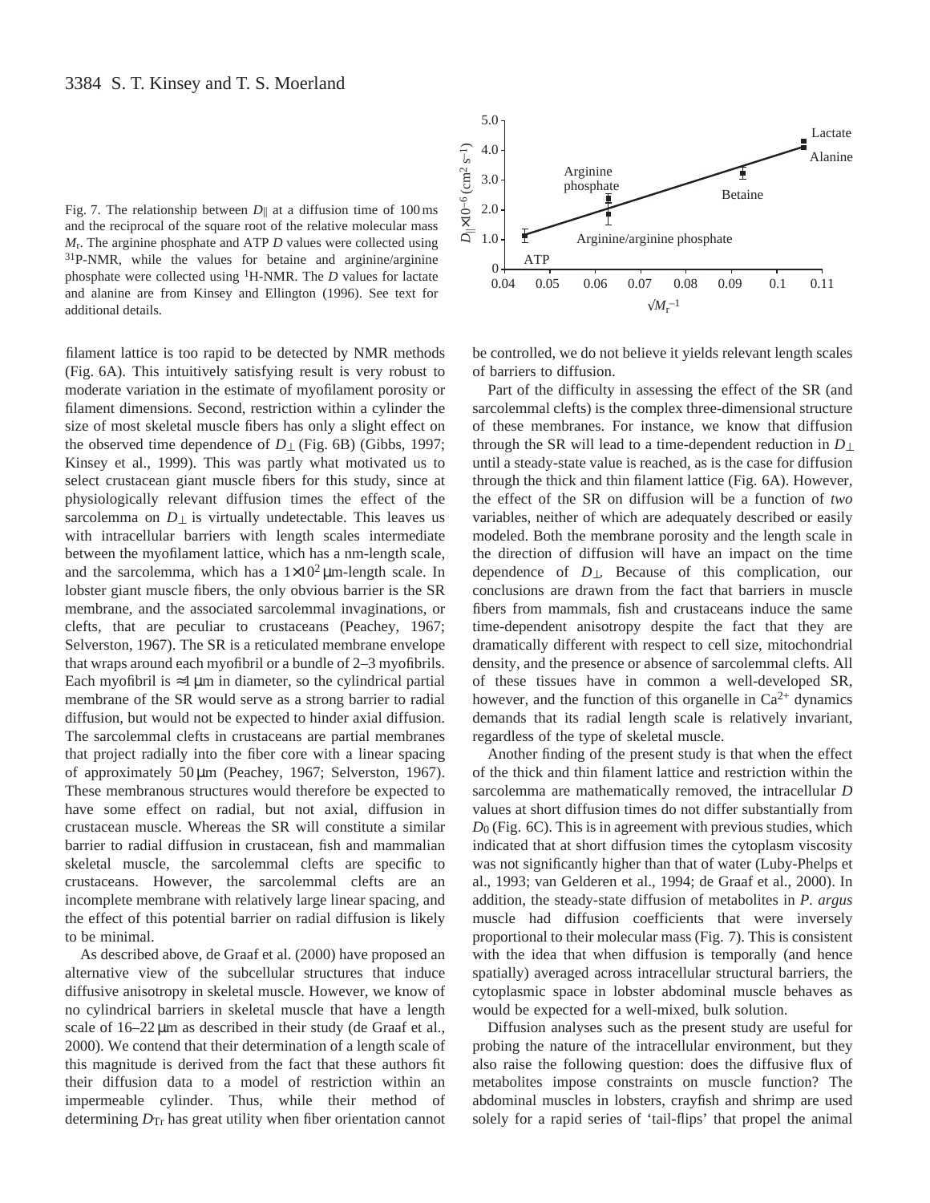Fig. 7. The relationship between $D_{\parallel}$ at a diffusion time of 100 ms and the reciprocal of the square root of the relative molecular mass $M_r$. The arginine phosphate and ATP $D$ values were collected using $^{31}$P-NMR, while the values for betaine and arginine/arginine phosphate were collected using $^{1}$H-NMR. The $D$ values for lactate and alanine are from Kinsey and Ellington (1996). See text for additional details.

filament lattice is too rapid to be detected by NMR methods (Fig. 6A). This intuitively satisfying result is very robust to moderate variation in the estimate of myofilament porosity or filament dimensions. Second, restriction within a cylinder the size of most skeletal muscle fibers has only a slight effect on the observed time dependence of $D_{\perp}$ (Fig. 6B) (Gibbs, 1997; Kinsey et al., 1999). This was partly what motivated us to select crustacean giant muscle fibers for this study, since at physiologically relevant diffusion times the effect of the sarcolemma on $D_{\perp}$ is virtually undetectable. This leaves us with intracellular barriers with length scales intermediate between the myofilament lattice, which has a nm-length scale, and the sarcolemma, which has a $1\times10^{2}$ µm-length scale. In lobster giant muscle fibers, the only obvious barrier is the SR membrane, and the associated sarcolemmal invaginations, or clefts, that are peculiar to crustaceans (Peachey, 1967; Selverston, 1967). The SR is a reticulated membrane envelope that wraps around each myofibril or a bundle of 2–3 myofibrils. Each myofibril is ≈1 µm in diameter, so the cylindrical partial membrane of the SR would serve as a strong barrier to radial diffusion, but would not be expected to hinder axial diffusion. The sarcolemmal clefts in crustaceans are partial membranes that project radially into the fiber core with a linear spacing of approximately 50 µm (Peachey, 1967; Selverston, 1967). These membranous structures would therefore be expected to have some effect on radial, but not axial, diffusion in crustacean muscle. Whereas the SR will constitute a similar barrier to radial diffusion in crustacean, fish and mammalian skeletal muscle, the sarcolemmal clefts are specific to crustaceans. However, the sarcolemmal clefts are an incomplete membrane with relatively large linear spacing, and the effect of this potential barrier on radial diffusion is likely to be minimal.

As described above, de Graaf et al. (2000) have proposed an alternative view of the subcellular structures that induce diffusive anisotropy in skeletal muscle. However, we know of no cylindrical barriers in skeletal muscle that have a length scale of 16–22 µm as described in their study (de Graaf et al., 2000). We contend that their determination of a length scale of this magnitude is derived from the fact that these authors fit their diffusion data to a model of restriction within an impermeable cylinder. Thus, while their method of determining $D_{Tr}$ has great utility when fiber orientation cannot be controlled, we do not believe it yields relevant length scales of barriers to diffusion.

Part of the difficulty in assessing the effect of the SR (and sarcolemmal clefts) is the complex three-dimensional structure of these membranes. For instance, we know that diffusion through the SR will lead to a time-dependent reduction in $D_{\perp}$ until a steady-state value is reached, as is the case for diffusion through the thick and thin filament lattice (Fig. 6A). However, the effect of the SR on diffusion will be a function of *two* variables, neither of which are adequately described or easily modeled. Both the membrane porosity and the length scale in the direction of diffusion will have an impact on the time dependence of $D_{\perp}$. Because of this complication, our conclusions are drawn from the fact that barriers in muscle fibers from mammals, fish and crustaceans induce the same time-dependent anisotropy despite the fact that they are dramatically different with respect to cell size, mitochondrial density, and the presence or absence of sarcolemmal clefts. All of these tissues have in common a well-developed SR, however, and the function of this organelle in $Ca^{2+}$ dynamics demands that its radial length scale is relatively invariant, regardless of the type of skeletal muscle.

Another finding of the present study is that when the effect of the thick and thin filament lattice and restriction within the sarcolemma are mathematically removed, the intracellular $D$ values at short diffusion times do not differ substantially from $D_0$ (Fig. 6C). This is in agreement with previous studies, which indicated that at short diffusion times the cytoplasm viscosity was not significantly higher than that of water (Luby-Phelps et al., 1993; van Gelderen et al., 1994; de Graaf et al., 2000). In addition, the steady-state diffusion of metabolites in *P. argus* muscle had diffusion coefficients that were inversely proportional to their molecular mass (Fig. 7). This is consistent with the idea that when diffusion is temporally (and hence spatially) averaged across intracellular structural barriers, the cytoplasmic space in lobster abdominal muscle behaves as would be expected for a well-mixed, bulk solution.

Diffusion analyses such as the present study are useful for probing the nature of the intracellular environment, but they also raise the following question: does the diffusive flux of metabolites impose constraints on muscle function? The abdominal muscles in lobsters, crayfish and shrimp are used solely for a rapid series of 'tail-flips' that propel the animal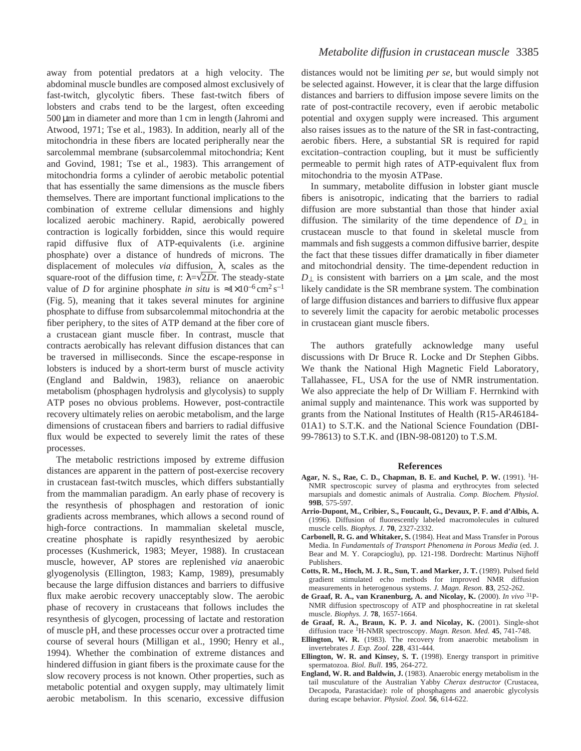away from potential predators at a high velocity. The abdominal muscle bundles are composed almost exclusively of fast-twitch, glycolytic fibers. These fast-twitch fibers of lobsters and crabs tend to be the largest, often exceeding 500 μm in diameter and more than 1 cm in length (Jahromi and Atwood, 1971; Tse et al., 1983). In addition, nearly all of the mitochondria in these fibers are located peripherally near the sarcolemmal membrane (subsarcolemmal mitochondria; Kent and Govind, 1981; Tse et al., 1983). This arrangement of mitochondria forms a cylinder of aerobic metabolic potential that has essentially the same dimensions as the muscle fibers themselves. There are important functional implications to the combination of extreme cellular dimensions and highly localized aerobic machinery. Rapid, aerobically powered contraction is logically forbidden, since this would require rapid diffusive flux of ATP-equivalents (i.e. arginine phosphate) over a distance of hundreds of microns. The displacement of molecules *via* diffusion, λ, scales as the square-root of the diffusion time, *t*: $\lambda=\sqrt{2Dt}$. The steady-state value of *D* for arginine phosphate *in situ* is $\approx 1\times10^{-6}\,\mathrm{cm^2\,s^{-1}}$ (Fig. 5), meaning that it takes several minutes for arginine phosphate to diffuse from subsarcolemmal mitochondria at the fiber periphery, to the sites of ATP demand at the fiber core of a crustacean giant muscle fiber. In contrast, muscle that contracts aerobically has relevant diffusion distances that can be traversed in milliseconds. Since the escape-response in lobsters is induced by a short-term burst of muscle activity (England and Baldwin, 1983), reliance on anaerobic metabolism (phosphagen hydrolysis and glycolysis) to supply ATP poses no obvious problems. However, post-contractile recovery ultimately relies on aerobic metabolism, and the large dimensions of crustacean fibers and barriers to radial diffusive flux would be expected to severely limit the rates of these processes.

The metabolic restrictions imposed by extreme diffusion distances are apparent in the pattern of post-exercise recovery in crustacean fast-twitch muscles, which differs substantially from the mammalian paradigm. An early phase of recovery is the resynthesis of phosphagen and restoration of ionic gradients across membranes, which allows a second round of high-force contractions. In mammalian skeletal muscle, creatine phosphate is rapidly resynthesized by aerobic processes (Kushmerick, 1983; Meyer, 1988). In crustacean muscle, however, AP stores are replenished *via* anaerobic glyogenolysis (Ellington, 1983; Kamp, 1989), presumably because the large diffusion distances and barriers to diffusive flux make aerobic recovery unacceptably slow. The aerobic phase of recovery in crustaceans that follows includes the resynthesis of glycogen, processing of lactate and restoration of muscle pH, and these processes occur over a protracted time course of several hours (Milligan et al., 1990; Henry et al., 1994). Whether the combination of extreme distances and hindered diffusion in giant fibers is the proximate cause for the slow recovery process is not known. Other properties, such as metabolic potential and oxygen supply, may ultimately limit aerobic metabolism. In this scenario, excessive diffusion distances would not be limiting *per se*, but would simply not be selected against. However, it is clear that the large diffusion distances and barriers to diffusion impose severe limits on the rate of post-contractile recovery, even if aerobic metabolic potential and oxygen supply were increased. This argument also raises issues as to the nature of the SR in fast-contracting, aerobic fibers. Here, a substantial SR is required for rapid excitation–contraction coupling, but it must be sufficiently permeable to permit high rates of ATP-equivalent flux from mitochondria to the myosin ATPase.

In summary, metabolite diffusion in lobster giant muscle fibers is anisotropic, indicating that the barriers to radial diffusion are more substantial than those that hinder axial diffusion. The similarity of the time dependence of $D_{\perp}$ in crustacean muscle to that found in skeletal muscle from mammals and fish suggests a common diffusive barrier, despite the fact that these tissues differ dramatically in fiber diameter and mitochondrial density. The time-dependent reduction in $D_{\perp}$ is consistent with barriers on a μm scale, and the most likely candidate is the SR membrane system. The combination of large diffusion distances and barriers to diffusive flux appear to severely limit the capacity for aerobic metabolic processes in crustacean giant muscle fibers.

The authors gratefully acknowledge many useful discussions with Dr Bruce R. Locke and Dr Stephen Gibbs. We thank the National High Magnetic Field Laboratory, Tallahassee, FL, USA for the use of NMR instrumentation. We also appreciate the help of Dr William F. Herrnkind with animal supply and maintenance. This work was supported by grants from the National Institutes of Health (R15-AR46184-01A1) to S.T.K. and the National Science Foundation (DBI-99-78613) to S.T.K. and (IBN-98-08120) to T.S.M.

## References

**Agar, N. S., Rae, C. D., Chapman, B. E. and Kuchel, P. W.** (1991). [1]H-NMR spectroscopic survey of plasma and erythrocytes from selected marsupials and domestic animals of Australia. *Comp. Biochem. Physiol.* **99B**, 575-597.

**Arrio-Dupont, M., Cribier, S., Foucault, G., Devaux, P. F. and d'Albis, A.** (1996). Diffusion of fluorescently labeled macromolecules in cultured muscle cells. *Biophys. J.* **70**, 2327-2332.

**Carbonell, R. G. and Whitaker, S.** (1984). Heat and Mass Transfer in Porous Media. In *Fundamentals of Transport Phenomena in Porous Media* (ed. J. Bear and M. Y. Corapcioglu), pp. 121-198. Dordrecht: Martinus Nijhoff Publishers.

**Cotts, R. M., Hoch, M. J. R., Sun, T. and Marker, J. T.** (1989). Pulsed field gradient stimulated echo methods for improved NMR diffusion measurements in heterogenous systems. *J. Magn. Reson.* **83**, 252-262.

**de Graaf, R. A., van Kranenburg, A. and Nicolay, K.** (2000). *In vivo* [31]P-NMR diffusion spectroscopy of ATP and phosphocreatine in rat skeletal muscle. *Biophys. J.* **78**, 1657-1664.

**de Graaf, R. A., Braun, K. P. J. and Nicolay, K.** (2001). Single-shot diffusion trace [1]H-NMR spectroscopy. *Magn. Reson. Med.* **45**, 741-748.

**Ellington, W. R.** (1983). The recovery from anaerobic metabolism in invertebrates *J. Exp. Zool.* **228**, 431-444.

**Ellington, W. R. and Kinsey, S. T.** (1998). Energy transport in primitive spermatozoa. *Biol. Bull.* **195**, 264-272.

**England, W. R. and Baldwin, J.** (1983). Anaerobic energy metabolism in the tail musculature of the Australian Yabby *Cherax destructor* (Crustacea, Decapoda, Parastacidae): role of phosphagens and anaerobic glycolysis during escape behavior. *Physiol. Zool.* **56**, 614-622.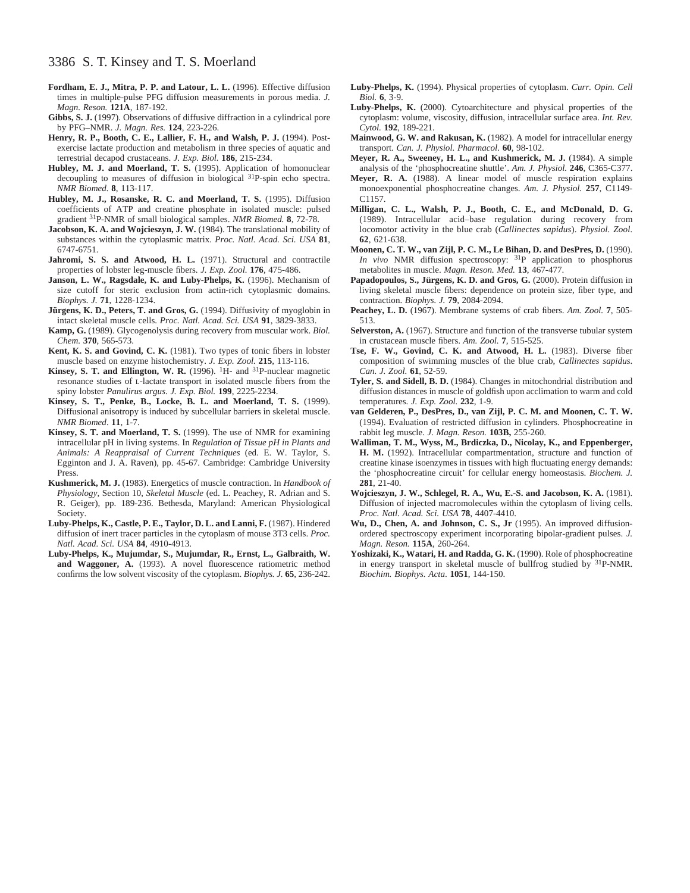**Fordham, E. J., Mitra, P. P. and Latour, L. L.** (1996). Effective diffusion times in multiple-pulse PFG diffusion measurements in porous media. *J. Magn. Reson.* **121A**, 187-192.

**Gibbs, S. J.** (1997). Observations of diffusive diffraction in a cylindrical pore by PFG–NMR. *J. Magn. Res.* **124**, 223-226.

**Henry, R. P., Booth, C. E., Lallier, F. H., and Walsh, P. J.** (1994). Post-exercise lactate production and metabolism in three species of aquatic and terrestrial decapod crustaceans. *J. Exp. Biol.* **186**, 215-234.

**Hubley, M. J. and Moerland, T. S.** (1995). Application of homonuclear decoupling to measures of diffusion in biological $^{31}$P-spin echo spectra. *NMR Biomed.* **8**, 113-117.

**Hubley, M. J., Rosanske, R. C. and Moerland, T. S.** (1995). Diffusion coefficients of ATP and creatine phosphate in isolated muscle: pulsed gradient $^{31}$P-NMR of small biological samples. *NMR Biomed.* **8**, 72-78.

**Jacobson, K. A. and Wojcieszyn, J. W.** (1984). The translational mobility of substances within the cytoplasmic matrix. *Proc. Natl. Acad. Sci. USA* **81**, 6747-6751.

**Jahromi, S. S. and Atwood, H. L.** (1971). Structural and contractile properties of lobster leg-muscle fibers. *J. Exp. Zool.* **176**, 475-486.

**Janson, L. W., Ragsdale, K. and Luby-Phelps, K.** (1996). Mechanism of size cutoff for steric exclusion from actin-rich cytoplasmic domains. *Biophys. J.* **71**, 1228-1234.

**Jürgens, K. D., Peters, T. and Gros, G.** (1994). Diffusivity of myoglobin in intact skeletal muscle cells. *Proc. Natl. Acad. Sci. USA* **91**, 3829-3833.

**Kamp, G.** (1989). Glycogenolysis during recovery from muscular work. *Biol. Chem.* **370**, 565-573.

**Kent, K. S. and Govind, C. K.** (1981). Two types of tonic fibers in lobster muscle based on enzyme histochemistry. *J. Exp. Zool.* **215**, 113-116.

**Kinsey, S. T. and Ellington, W. R.** (1996). $^{1}$H- and $^{31}$P-nuclear magnetic resonance studies of L-lactate transport in isolated muscle fibers from the spiny lobster *Panulirus argus*. *J. Exp. Biol.* **199**, 2225-2234.

**Kinsey, S. T., Penke, B., Locke, B. L. and Moerland, T. S.** (1999). Diffusional anisotropy is induced by subcellular barriers in skeletal muscle. *NMR Biomed*. **11**, 1-7.

**Kinsey, S. T. and Moerland, T. S.** (1999). The use of NMR for examining intracellular pH in living systems. In *Regulation of Tissue pH in Plants and Animals: A Reappraisal of Current Techniques* (ed. E. W. Taylor, S. Egginton and J. A. Raven), pp. 45-67. Cambridge: Cambridge University Press.

**Kushmerick, M. J.** (1983). Energetics of muscle contraction. In *Handbook of Physiology*, Section 10, *Skeletal Muscle* (ed. L. Peachey, R. Adrian and S. R. Geiger), pp. 189-236. Bethesda, Maryland: American Physiological Society.

**Luby-Phelps, K., Castle, P. E., Taylor, D. L. and Lanni, F.** (1987). Hindered diffusion of inert tracer particles in the cytoplasm of mouse 3T3 cells. *Proc. Natl. Acad. Sci. USA* **84**, 4910-4913.

**Luby-Phelps, K., Mujumdar, S., Mujumdar, R., Ernst, L., Galbraith, W. and Waggoner, A.** (1993). A novel fluorescence ratiometric method confirms the low solvent viscosity of the cytoplasm. *Biophys. J.* **65**, 236-242.

**Luby-Phelps, K.** (1994). Physical properties of cytoplasm. *Curr. Opin. Cell Biol.* **6**, 3-9.

**Luby-Phelps, K.** (2000). Cytoarchitecture and physical properties of the cytoplasm: volume, viscosity, diffusion, intracellular surface area. *Int. Rev. Cytol.* **192**, 189-221.

**Mainwood, G. W. and Rakusan, K.** (1982). A model for intracellular energy transport. *Can. J. Physiol. Pharmacol*. **60**, 98-102.

**Meyer, R. A., Sweeney, H. L., and Kushmerick, M. J.** (1984). A simple analysis of the 'phosphocreatine shuttle'. *Am. J. Physiol.* **246**, C365-C377.

**Meyer, R. A.** (1988). A linear model of muscle respiration explains monoexponential phosphocreatine changes. *Am. J. Physiol.* **257**, C1149-C1157.

**Milligan, C. L., Walsh, P. J., Booth, C. E., and McDonald, D. G.** (1989). Intracellular acid–base regulation during recovery from locomotor activity in the blue crab (*Callinectes sapidus*). *Physiol. Zool.* **62**, 621-638.

**Moonen, C. T. W., van Zijl, P. C. M., Le Bihan, D. and DesPres, D.** (1990). *In vivo* NMR diffusion spectroscopy: $^{31}$P application to phosphorus metabolites in muscle. *Magn. Reson. Med.* **13**, 467-477.

**Papadopoulos, S., Jürgens, K. D. and Gros, G.** (2000). Protein diffusion in living skeletal muscle fibers: dependence on protein size, fiber type, and contraction. *Biophys. J.* **79**, 2084-2094.

**Peachey, L. D.** (1967). Membrane systems of crab fibers. *Am. Zool.* **7**, 505-513.

**Selverston, A.** (1967). Structure and function of the transverse tubular system in crustacean muscle fibers. *Am. Zool.* **7**, 515-525.

**Tse, F. W., Govind, C. K. and Atwood, H. L.** (1983). Diverse fiber composition of swimming muscles of the blue crab, *Callinectes sapidus*. *Can. J. Zool.* **61**, 52-59.

**Tyler, S. and Sidell, B. D.** (1984). Changes in mitochondrial distribution and diffusion distances in muscle of goldfish upon acclimation to warm and cold temperatures. *J. Exp. Zool.* **232**, 1-9.

**van Gelderen, P., DesPres, D., van Zijl, P. C. M. and Moonen, C. T. W.** (1994). Evaluation of restricted diffusion in cylinders. Phosphocreatine in rabbit leg muscle. *J. Magn. Reson.* **103B,** 255-260.

**Walliman, T. M., Wyss, M., Brdiczka, D., Nicolay, K., and Eppenberger, H. M.** (1992). Intracellular compartmentation, structure and function of creatine kinase isoenzymes in tissues with high fluctuating energy demands: the 'phosphocreatine circuit' for cellular energy homeostasis. *Biochem. J.* **281**, 21-40.

**Wojcieszyn, J. W., Schlegel, R. A., Wu, E.-S. and Jacobson, K. A.** (1981). Diffusion of injected macromolecules within the cytoplasm of living cells. *Proc. Natl. Acad. Sci. USA* **78**, 4407-4410.

**Wu, D., Chen, A. and Johnson, C. S., Jr** (1995). An improved diffusion-ordered spectroscopy experiment incorporating bipolar-gradient pulses. *J. Magn. Reson.* **115A**, 260-264.

**Yoshizaki, K., Watari, H. and Radda, G. K.** (1990). Role of phosphocreatine in energy transport in skeletal muscle of bullfrog studied by $^{31}$P-NMR. *Biochim. Biophys. Acta*. **1051**, 144-150.